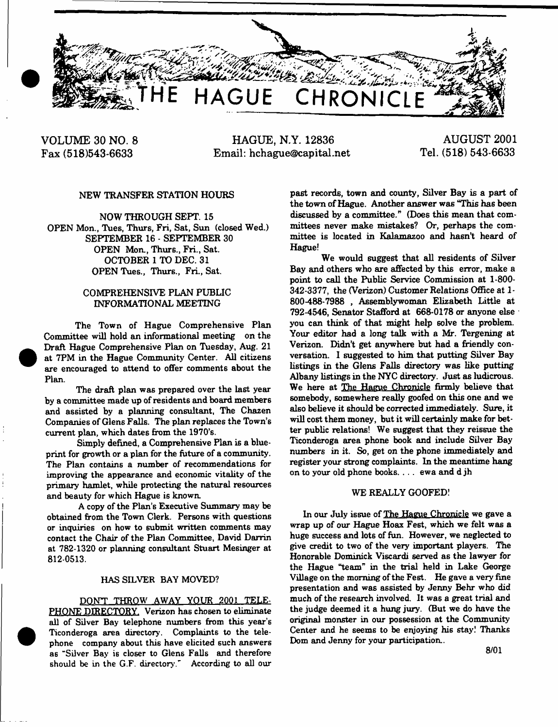# THE HAGUE CHRONICLE

VOLUME 30 NO. 8
Fax (518)543-6633

HAGUE, N.Y. 12836
Email: hchague@capital.net

AUGUST 2001
Tel. (518) 543-6633

## NEW TRANSFER STATION HOURS

NOW THROUGH SEPT. 15
OPEN Mon., Tues, Thurs, Fri, Sat, Sun (closed Wed.)
SEPTEMBER 16 - SEPTEMBER 30
OPEN Mon., Thurs., Fri., Sat.
OCTOBER 1 TO DEC. 31
OPEN Tues., Thurs., Fri., Sat.

## COMPREHENSIVE PLAN PUBLIC INFORMATIONAL MEETING

The Town of Hague Comprehensive Plan Committee will hold an informational meeting on the Draft Hague Comprehensive Plan on Tuesday, Aug. 21 at 7PM in the Hague Community Center. All citizens are encouraged to attend to offer comments about the Plan.

The draft plan was prepared over the last year by a committee made up of residents and board members and assisted by a planning consultant, The Chazen Companies of Glens Falls. The plan replaces the Town's current plan, which dates from the 1970's.

Simply defined, a Comprehensive Plan is a blueprint for growth or a plan for the future of a community. The Plan contains a number of recommendations for improving the appearance and economic vitality of the primary hamlet, while protecting the natural resources and beauty for which Hague is known.

A copy of the Plan's Executive Summary may be obtained from the Town Clerk. Persons with questions or inquiries on how to submit written comments may contact the Chair of the Plan Committee, David Darrin at 782-1320 or planning consultant Stuart Mesinger at 812-0513.

## HAS SILVER BAY MOVED?

DON'T THROW AWAY YOUR 2001 TELEPHONE DIRECTORY. Verizon has chosen to eliminate all of Silver Bay telephone numbers from this year's Ticonderoga area directory. Complaints to the telephone company about this have elicited such answers as "Silver Bay is closer to Glens Falls and therefore should be in the G.F. directory." According to all our past records, town and county, Silver Bay is a part of the town of Hague. Another answer was "This has been discussed by a committee." (Does this mean that committees never make mistakes? Or, perhaps the committee is located in Kalamazoo and hasn't heard of Hague!

We would suggest that all residents of Silver Bay and others who are affected by this error, make a point to call the Public Service Commission at 1-800-342-3377, the (Verizon) Customer Relations Office at 1-800-488-7988 , Assemblywoman Elizabeth Little at 792-4546, Senator Stafford at 668-0178 or anyone else you can think of that might help solve the problem. Your editor had a long talk with a Mr. Tergening at Verizon. Didn't get anywhere but had a friendly conversation. I suggested to him that putting Silver Bay listings in the Glens Falls directory was like putting Albany listings in the NYC directory. Just as ludicrous. We here at The Hague Chronicle firmly believe that somebody, somewhere really goofed on this one and we also believe it should be corrected immediately. Sure, it will cost them money, but it will certainly make for better public relations! We suggest that they reissue the Ticonderoga area phone book and include Silver Bay numbers in it. So, get on the phone immediately and register your strong complaints. In the meantime hang on to your old phone books. . . . ewa and d jh

## WE REALLY GOOFED!

In our July issue of The Hague Chronicle we gave a wrap up of our Hague Hoax Fest, which we felt was a huge success and lots of fun. However, we neglected to give credit to two of the very important players. The Honorable Dominick Viscardi served as the lawyer for the Hague "team" in the trial held in Lake George Village on the morning of the Fest. He gave a very fine presentation and was assisted by Jenny Behr who did much of the research involved. It was a great trial and the judge deemed it a hung jury. (But we do have the original monster in our possession at the Community Center and he seems to be enjoying his stay! Thanks Dom and Jenny for your participation.

8/01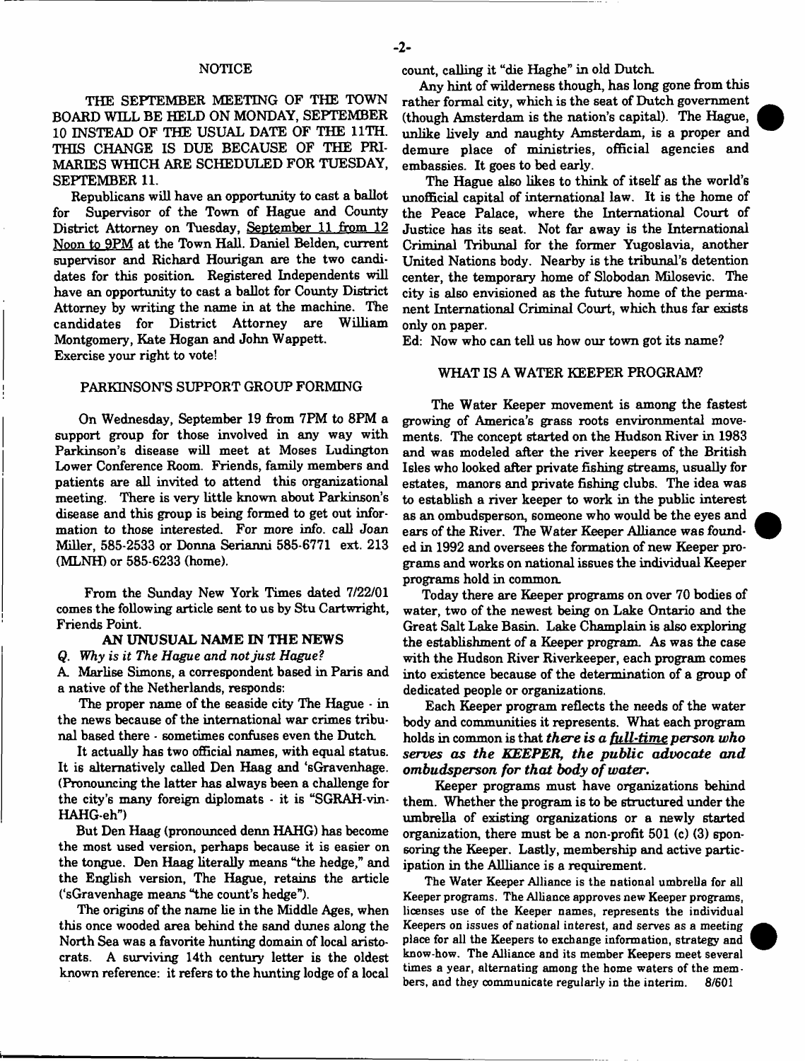## NOTICE

THE SEPTEMBER MEETING OF THE TOWN BOARD WILL BE HELD ON MONDAY, SEPTEMBER 10 INSTEAD OF THE USUAL DATE OF THE 11TH. THIS CHANGE IS DUE BECAUSE OF THE PRIMARIES WHICH ARE SCHEDULED FOR TUESDAY, SEPTEMBER 11.

Republicans will have an opportunity to cast a ballot for Supervisor of the Town of Hague and County District Attorney on Tuesday, September 11 from 12 Noon to 9PM at the Town Hall. Daniel Belden, current supervisor and Richard Hourigan are the two candidates for this position. Registered Independents will have an opportunity to cast a ballot for County District Attorney by writing the name in at the machine. The candidates for District Attorney are William Montgomery, Kate Hogan and John Wappett.
Exercise your right to vote!

## PARKINSON'S SUPPORT GROUP FORMING

On Wednesday, September 19 from 7PM to 8PM a support group for those involved in any way with Parkinson's disease will meet at Moses Ludington Lower Conference Room. Friends, family members and patients are all invited to attend this organizational meeting. There is very little known about Parkinson's disease and this group is being formed to get out information to those interested. For more info. call Joan Miller, 585-2533 or Donna Serianni 585-6771 ext. 213 (MLNH) or 585-6233 (home).

From the Sunday New York Times dated 7/22/01 comes the following article sent to us by Stu Cartwright, Friends Point.

## AN UNUSUAL NAME IN THE NEWS

*Q. Why is it The Hague and not just Hague?*

A. Marlise Simons, a correspondent based in Paris and a native of the Netherlands, responds:

The proper name of the seaside city The Hague - in the news because of the international war crimes tribunal based there - sometimes confuses even the Dutch.

It actually has two official names, with equal status. It is alternatively called Den Haag and 'sGravenhage. (Pronouncing the latter has always been a challenge for the city's many foreign diplomats - it is "SGRAH-vin-HAHG-eh")

But Den Haag (pronounced denn HAHG) has become the most used version, perhaps because it is easier on the tongue. Den Haag literally means "the hedge," and the English version, The Hague, retains the article ('sGravenhage means "the count's hedge").

The origins of the name lie in the Middle Ages, when this once wooded area behind the sand dunes along the North Sea was a favorite hunting domain of local aristocrats. A surviving 14th century letter is the oldest known reference: it refers to the hunting lodge of a local count, calling it "die Haghe" in old Dutch.

Any hint of wilderness though, has long gone from this rather formal city, which is the seat of Dutch government (though Amsterdam is the nation's capital). The Hague, unlike lively and naughty Amsterdam, is a proper and demure place of ministries, official agencies and embassies. It goes to bed early.

The Hague also likes to think of itself as the world's unofficial capital of international law. It is the home of the Peace Palace, where the International Court of Justice has its seat. Not far away is the International Criminal Tribunal for the former Yugoslavia, another United Nations body. Nearby is the tribunal's detention center, the temporary home of Slobodan Milosevic. The city is also envisioned as the future home of the permanent International Criminal Court, which thus far exists only on paper.

Ed: Now who can tell us how our town got its name?

## WHAT IS A WATER KEEPER PROGRAM?

The Water Keeper movement is among the fastest growing of America's grass roots environmental movements. The concept started on the Hudson River in 1983 and was modeled after the river keepers of the British Isles who looked after private fishing streams, usually for estates, manors and private fishing clubs. The idea was to establish a river keeper to work in the public interest as an ombudsperson, someone who would be the eyes and ears of the River. The Water Keeper Alliance was founded in 1992 and oversees the formation of new Keeper programs and works on national issues the individual Keeper programs hold in common.

Today there are Keeper programs on over 70 bodies of water, two of the newest being on Lake Ontario and the Great Salt Lake Basin. Lake Champlain is also exploring the establishment of a Keeper program. As was the case with the Hudson River Riverkeeper, each program comes into existence because of the determination of a group of dedicated people or organizations.

Each Keeper program reflects the needs of the water body and communities it represents. What each program holds in common is that ***there is a full-time person who serves as the KEEPER, the public advocate and ombudsperson for that body of water.***

Keeper programs must have organizations behind them. Whether the program is to be structured under the umbrella of existing organizations or a newly started organization, there must be a non-profit 501 (c) (3) sponsoring the Keeper. Lastly, membership and active participation in the Allliance is a requirement.

The Water Keeper Alliance is the national umbrella for all Keeper programs. The Alliance approves new Keeper programs, licenses use of the Keeper names, represents the individual Keepers on issues of national interest, and serves as a meeting place for all the Keepers to exchange information, strategy and know-how. The Alliance and its member Keepers meet several times a year, alternating among the home waters of the members, and they communicate regularly in the interim. 8/601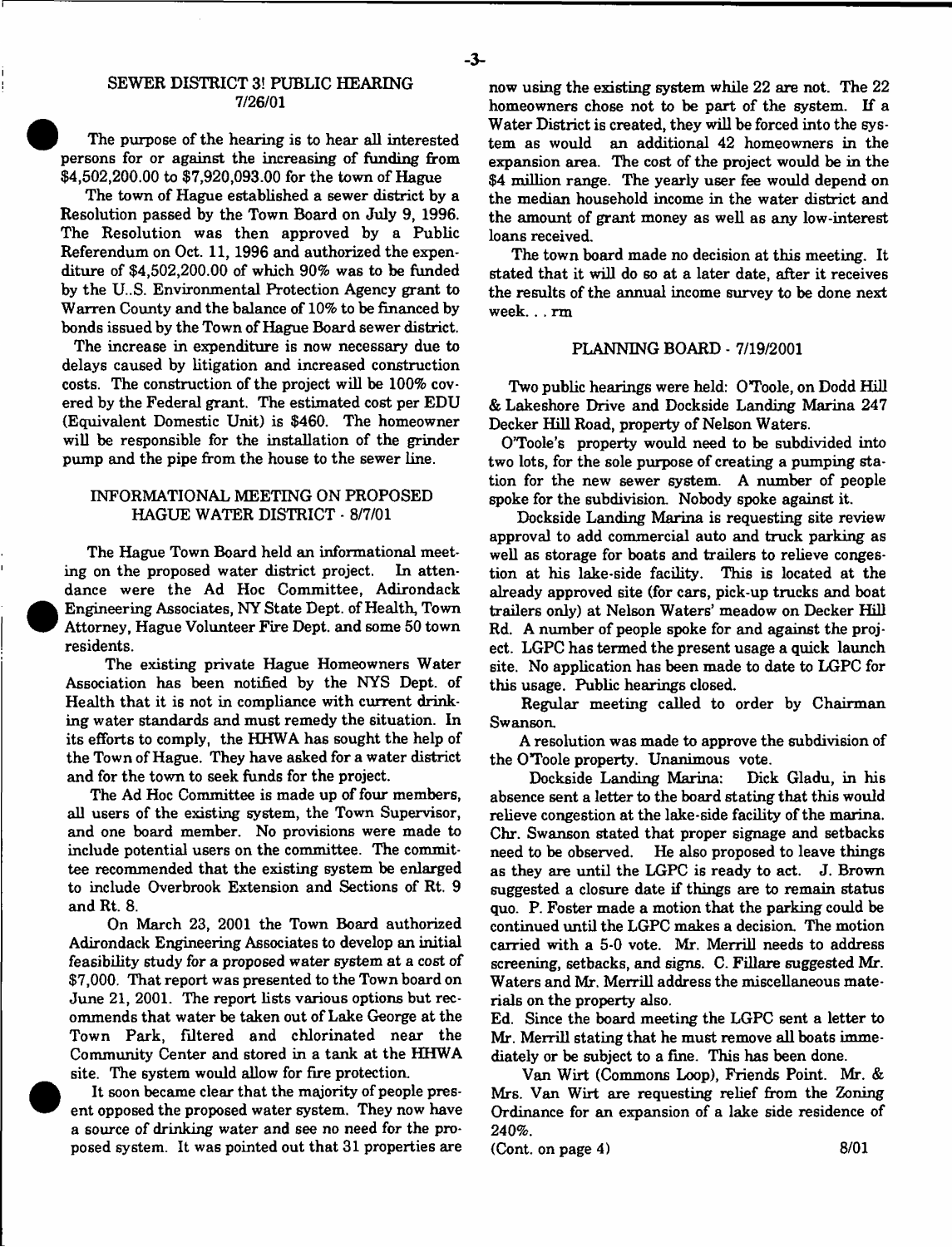## SEWER DISTRICT 3! PUBLIC HEARING 7/26/01

The purpose of the hearing is to hear all interested persons for or against the increasing of funding from $4,502,200.00 to $7,920,093.00 for the town of Hague

The town of Hague established a sewer district by a Resolution passed by the Town Board on July 9, 1996. The Resolution was then approved by a Public Referendum on Oct. 11, 1996 and authorized the expenditure of $4,502,200.00 of which 90% was to be funded by the U..S. Environmental Protection Agency grant to Warren County and the balance of 10% to be financed by bonds issued by the Town of Hague Board sewer district.

The increase in expenditure is now necessary due to delays caused by litigation and increased construction costs. The construction of the project will be 100% covered by the Federal grant. The estimated cost per EDU (Equivalent Domestic Unit) is $460. The homeowner will be responsible for the installation of the grinder pump and the pipe from the house to the sewer line.

## INFORMATIONAL MEETING ON PROPOSED HAGUE WATER DISTRICT - 8/7/01

The Hague Town Board held an informational meeting on the proposed water district project. In attendance were the Ad Hoc Committee, Adirondack Engineering Associates, NY State Dept. of Health, Town Attorney, Hague Volunteer Fire Dept. and some 50 town residents.

The existing private Hague Homeowners Water Association has been notified by the NYS Dept. of Health that it is not in compliance with current drinking water standards and must remedy the situation. In its efforts to comply, the HHWA has sought the help of the Town of Hague. They have asked for a water district and for the town to seek funds for the project.

The Ad Hoc Committee is made up of four members, all users of the existing system, the Town Supervisor, and one board member. No provisions were made to include potential users on the committee. The committee recommended that the existing system be enlarged to include Overbrook Extension and Sections of Rt. 9 and Rt. 8.

On March 23, 2001 the Town Board authorized Adirondack Engineering Associates to develop an initial feasibility study for a proposed water system at a cost of $7,000. That report was presented to the Town board on June 21, 2001. The report lists various options but recommends that water be taken out of Lake George at the Town Park, filtered and chlorinated near the Community Center and stored in a tank at the HHWA site. The system would allow for fire protection.

It soon became clear that the majority of people present opposed the proposed water system. They now have a source of drinking water and see no need for the proposed system. It was pointed out that 31 properties are now using the existing system while 22 are not. The 22 homeowners chose not to be part of the system. If a Water District is created, they will be forced into the system as would an additional 42 homeowners in the expansion area. The cost of the project would be in the $4 million range. The yearly user fee would depend on the median household income in the water district and the amount of grant money as well as any low-interest loans received.

The town board made no decision at this meeting. It stated that it will do so at a later date, after it receives the results of the annual income survey to be done next week. . . rm

## PLANNING BOARD - 7/19/2001

Two public hearings were held: O'Toole, on Dodd Hill & Lakeshore Drive and Dockside Landing Marina 247 Decker Hill Road, property of Nelson Waters.

O'Toole's property would need to be subdivided into two lots, for the sole purpose of creating a pumping station for the new sewer system. A number of people spoke for the subdivision. Nobody spoke against it.

Dockside Landing Marina is requesting site review approval to add commercial auto and truck parking as well as storage for boats and trailers to relieve congestion at his lake-side facility. This is located at the already approved site (for cars, pick-up trucks and boat trailers only) at Nelson Waters' meadow on Decker Hill Rd. A number of people spoke for and against the project. LGPC has termed the present usage a quick launch site. No application has been made to date to LGPC for this usage. Public hearings closed.

Regular meeting called to order by Chairman Swanson.

A resolution was made to approve the subdivision of the O'Toole property. Unanimous vote.

Dockside Landing Marina: Dick Gladu, in his absence sent a letter to the board stating that this would relieve congestion at the lake-side facility of the marina. Chr. Swanson stated that proper signage and setbacks need to be observed. He also proposed to leave things as they are until the LGPC is ready to act. J. Brown suggested a closure date if things are to remain status quo. P. Foster made a motion that the parking could be continued until the LGPC makes a decision. The motion carried with a 5-0 vote. Mr. Merrill needs to address screening, setbacks, and signs. C. Fillare suggested Mr. Waters and Mr. Merrill address the miscellaneous materials on the property also.

Ed. Since the board meeting the LGPC sent a letter to Mr. Merrill stating that he must remove all boats immediately or be subject to a fine. This has been done.

Van Wirt (Commons Loop), Friends Point. Mr. & Mrs. Van Wirt are requesting relief from the Zoning Ordinance for an expansion of a lake side residence of 240%.

(Cont. on page 4)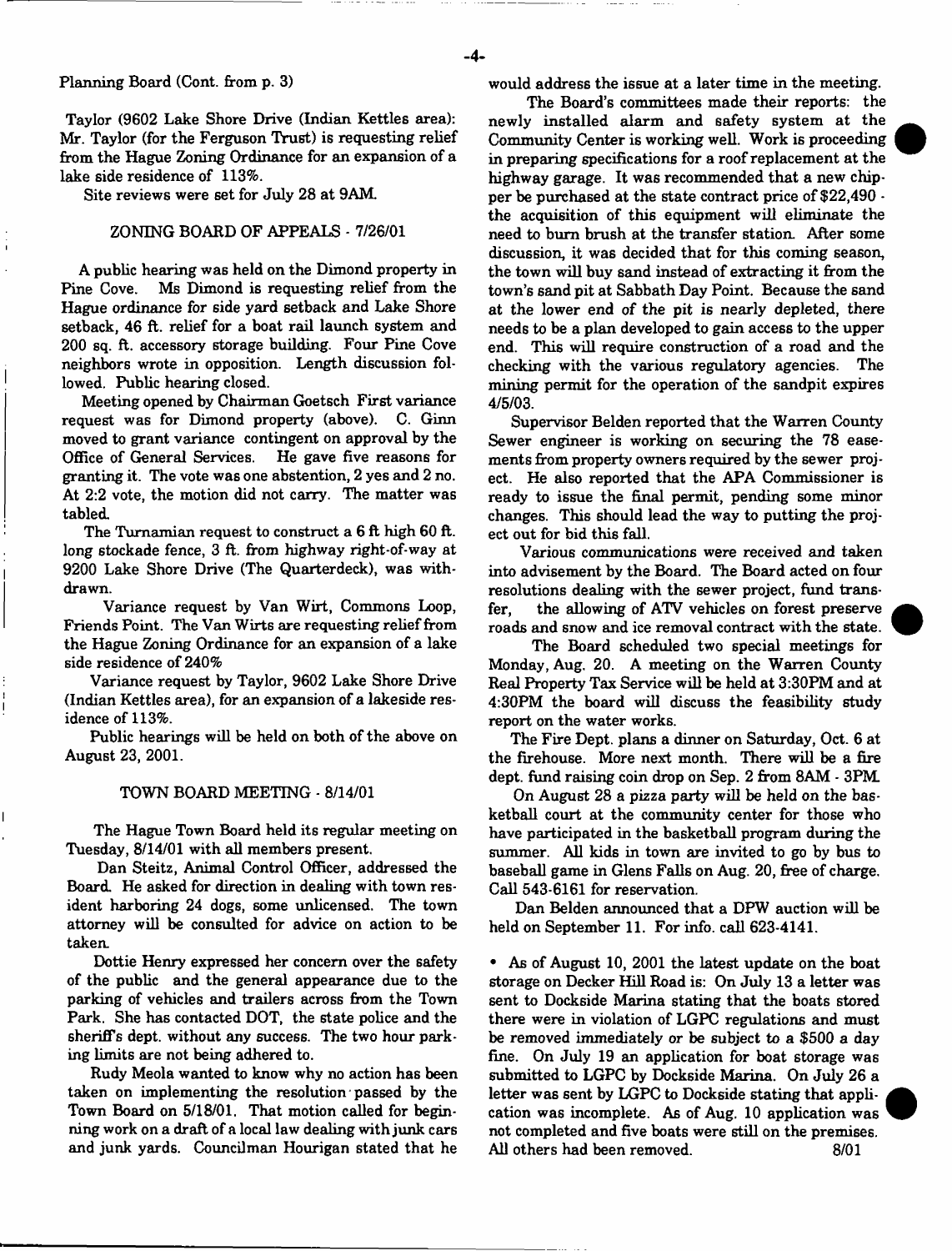Planning Board (Cont. from p. 3)

Taylor (9602 Lake Shore Drive (Indian Kettles area): Mr. Taylor (for the Ferguson Trust) is requesting relief from the Hague Zoning Ordinance for an expansion of a lake side residence of 113%.

Site reviews were set for July 28 at 9AM.

## ZONING BOARD OF APPEALS - 7/26/01

A public hearing was held on the Dimond property in Pine Cove. Ms Dimond is requesting relief from the Hague ordinance for side yard setback and Lake Shore setback, 46 ft. relief for a boat rail launch system and 200 sq. ft. accessory storage building. Four Pine Cove neighbors wrote in opposition. Length discussion followed. Public hearing closed.

Meeting opened by Chairman Goetsch First variance request was for Dimond property (above). C. Ginn moved to grant variance contingent on approval by the Office of General Services. He gave five reasons for granting it. The vote was one abstention, 2 yes and 2 no. At 2:2 vote, the motion did not carry. The matter was tabled.

The Turnamian request to construct a 6 ft high 60 ft. long stockade fence, 3 ft. from highway right-of-way at 9200 Lake Shore Drive (The Quarterdeck), was withdrawn.

Variance request by Van Wirt, Commons Loop, Friends Point. The Van Wirts are requesting relief from the Hague Zoning Ordinance for an expansion of a lake side residence of 240%

Variance request by Taylor, 9602 Lake Shore Drive (Indian Kettles area), for an expansion of a lakeside residence of 113%.

Public hearings will be held on both of the above on August 23, 2001.

## TOWN BOARD MEETING - 8/14/01

The Hague Town Board held its regular meeting on Tuesday, 8/14/01 with all members present.

Dan Steitz, Animal Control Officer, addressed the Board. He asked for direction in dealing with town resident harboring 24 dogs, some unlicensed. The town attorney will be consulted for advice on action to be taken.

Dottie Henry expressed her concern over the safety of the public and the general appearance due to the parking of vehicles and trailers across from the Town Park. She has contacted DOT, the state police and the sheriff's dept. without any success. The two hour parking limits are not being adhered to.

Rudy Meola wanted to know why no action has been taken on implementing the resolution passed by the Town Board on 5/18/01. That motion called for beginning work on a draft of a local law dealing with junk cars and junk yards. Councilman Hourigan stated that he would address the issue at a later time in the meeting.

The Board's committees made their reports: the newly installed alarm and safety system at the Community Center is working well. Work is proceeding in preparing specifications for a roof replacement at the highway garage. It was recommended that a new chipper be purchased at the state contract price of $22,490 - the acquisition of this equipment will eliminate the need to burn brush at the transfer station. After some discussion, it was decided that for this coming season, the town will buy sand instead of extracting it from the town's sand pit at Sabbath Day Point. Because the sand at the lower end of the pit is nearly depleted, there needs to be a plan developed to gain access to the upper end. This will require construction of a road and the checking with the various regulatory agencies. The mining permit for the operation of the sandpit expires 4/5/03.

Supervisor Belden reported that the Warren County Sewer engineer is working on securing the 78 easements from property owners required by the sewer project. He also reported that the APA Commissioner is ready to issue the final permit, pending some minor changes. This should lead the way to putting the project out for bid this fall.

Various communications were received and taken into advisement by the Board. The Board acted on four resolutions dealing with the sewer project, fund transfer, the allowing of ATV vehicles on forest preserve roads and snow and ice removal contract with the state.

The Board scheduled two special meetings for Monday, Aug. 20. A meeting on the Warren County Real Property Tax Service will be held at 3:30PM and at 4:30PM the board will discuss the feasibility study report on the water works.

The Fire Dept. plans a dinner on Saturday, Oct. 6 at the firehouse. More next month. There will be a fire dept. fund raising coin drop on Sep. 2 from 8AM - 3PM.

On August 28 a pizza party will be held on the basketball court at the community center for those who have participated in the basketball program during the summer. All kids in town are invited to go by bus to baseball game in Glens Falls on Aug. 20, free of charge. Call 543-6161 for reservation.

Dan Belden announced that a DPW auction will be held on September 11. For info. call 623-4141.

- As of August 10, 2001 the latest update on the boat storage on Decker Hill Road is: On July 13 a letter was sent to Dockside Marina stating that the boats stored there were in violation of LGPC regulations and must be removed immediately or be subject to a $500 a day fine. On July 19 an application for boat storage was submitted to LGPC by Dockside Marina. On July 26 a letter was sent by LGPC to Dockside stating that application was incomplete. As of Aug. 10 application was not completed and five boats were still on the premises. All others had been removed. 8/01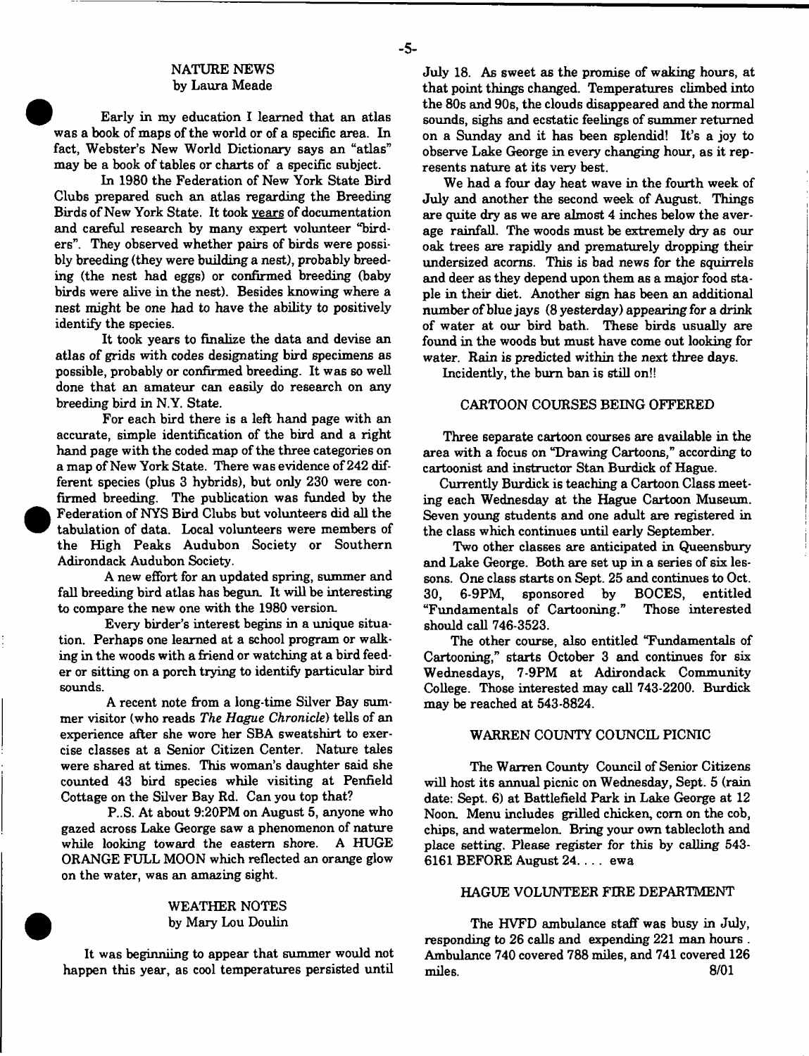## NATURE NEWS
by Laura Meade

Early in my education I learned that an atlas was a book of maps of the world or of a specific area. In fact, Webster's New World Dictionary says an "atlas" may be a book of tables or charts of a specific subject.

In 1980 the Federation of New York State Bird Clubs prepared such an atlas regarding the Breeding Birds of New York State. It took years of documentation and careful research by many expert volunteer "birders". They observed whether pairs of birds were possibly breeding (they were building a nest), probably breeding (the nest had eggs) or confirmed breeding (baby birds were alive in the nest). Besides knowing where a nest might be one had to have the ability to positively identify the species.

It took years to finalize the data and devise an atlas of grids with codes designating bird specimens as possible, probably or confirmed breeding. It was so well done that an amateur can easily do research on any breeding bird in N.Y. State.

For each bird there is a left hand page with an accurate, simple identification of the bird and a right hand page with the coded map of the three categories on a map of New York State. There was evidence of 242 different species (plus 3 hybrids), but only 230 were confirmed breeding. The publication was funded by the Federation of NYS Bird Clubs but volunteers did all the tabulation of data. Local volunteers were members of the High Peaks Audubon Society or Southern Adirondack Audubon Society.

A new effort for an updated spring, summer and fall breeding bird atlas has begun. It will be interesting to compare the new one with the 1980 version.

Every birder's interest begins in a unique situation. Perhaps one learned at a school program or walking in the woods with a friend or watching at a bird feeder or sitting on a porch trying to identify particular bird sounds.

A recent note from a long-time Silver Bay summer visitor (who reads *The Hague Chronicle*) tells of an experience after she wore her SBA sweatshirt to exercise classes at a Senior Citizen Center. Nature tales were shared at times. This woman's daughter said she counted 43 bird species while visiting at Penfield Cottage on the Silver Bay Rd. Can you top that?

P..S. At about 9:20PM on August 5, anyone who gazed across Lake George saw a phenomenon of nature while looking toward the eastern shore. A HUGE ORANGE FULL MOON which reflected an orange glow on the water, was an amazing sight.

## WEATHER NOTES
by Mary Lou Doulin

It was beginniing to appear that summer would not happen this year, as cool temperatures persisted until July 18. As sweet as the promise of waking hours, at that point things changed. Temperatures climbed into the 80s and 90s, the clouds disappeared and the normal sounds, sighs and ecstatic feelings of summer returned on a Sunday and it has been splendid! It's a joy to observe Lake George in every changing hour, as it represents nature at its very best.

We had a four day heat wave in the fourth week of July and another the second week of August. Things are quite dry as we are almost 4 inches below the average rainfall. The woods must be extremely dry as our oak trees are rapidly and prematurely dropping their undersized acorns. This is bad news for the squirrels and deer as they depend upon them as a major food staple in their diet. Another sign has been an additional number of blue jays (8 yesterday) appearing for a drink of water at our bird bath. These birds usually are found in the woods but must have come out looking for water. Rain is predicted within the next three days.

Incidently, the burn ban is still on!!

## CARTOON COURSES BEING OFFERED

Three separate cartoon courses are available in the area with a focus on "Drawing Cartoons," according to cartoonist and instructor Stan Burdick of Hague.

Currently Burdick is teaching a Cartoon Class meeting each Wednesday at the Hague Cartoon Museum. Seven young students and one adult are registered in the class which continues until early September.

Two other classes are anticipated in Queensbury and Lake George. Both are set up in a series of six lessons. One class starts on Sept. 25 and continues to Oct. 30, 6-9PM, sponsored by BOCES, entitled "Fundamentals of Cartooning." Those interested should call 746-3523.

The other course, also entitled "Fundamentals of Cartooning," starts October 3 and continues for six Wednesdays, 7-9PM at Adirondack Community College. Those interested may call 743-2200. Burdick may be reached at 543-8824.

## WARREN COUNTY COUNCIL PICNIC

The Warren County Council of Senior Citizens will host its annual picnic on Wednesday, Sept. 5 (rain date: Sept. 6) at Battlefield Park in Lake George at 12 Noon. Menu includes grilled chicken, corn on the cob, chips, and watermelon. Bring your own tablecloth and place setting. Please register for this by calling 543-6161 BEFORE August 24. . . . ewa

## HAGUE VOLUNTEER FIRE DEPARTMENT

The HVFD ambulance staff was busy in July, responding to 26 calls and expending 221 man hours. Ambulance 740 covered 788 miles, and 741 covered 126 miles.

8/01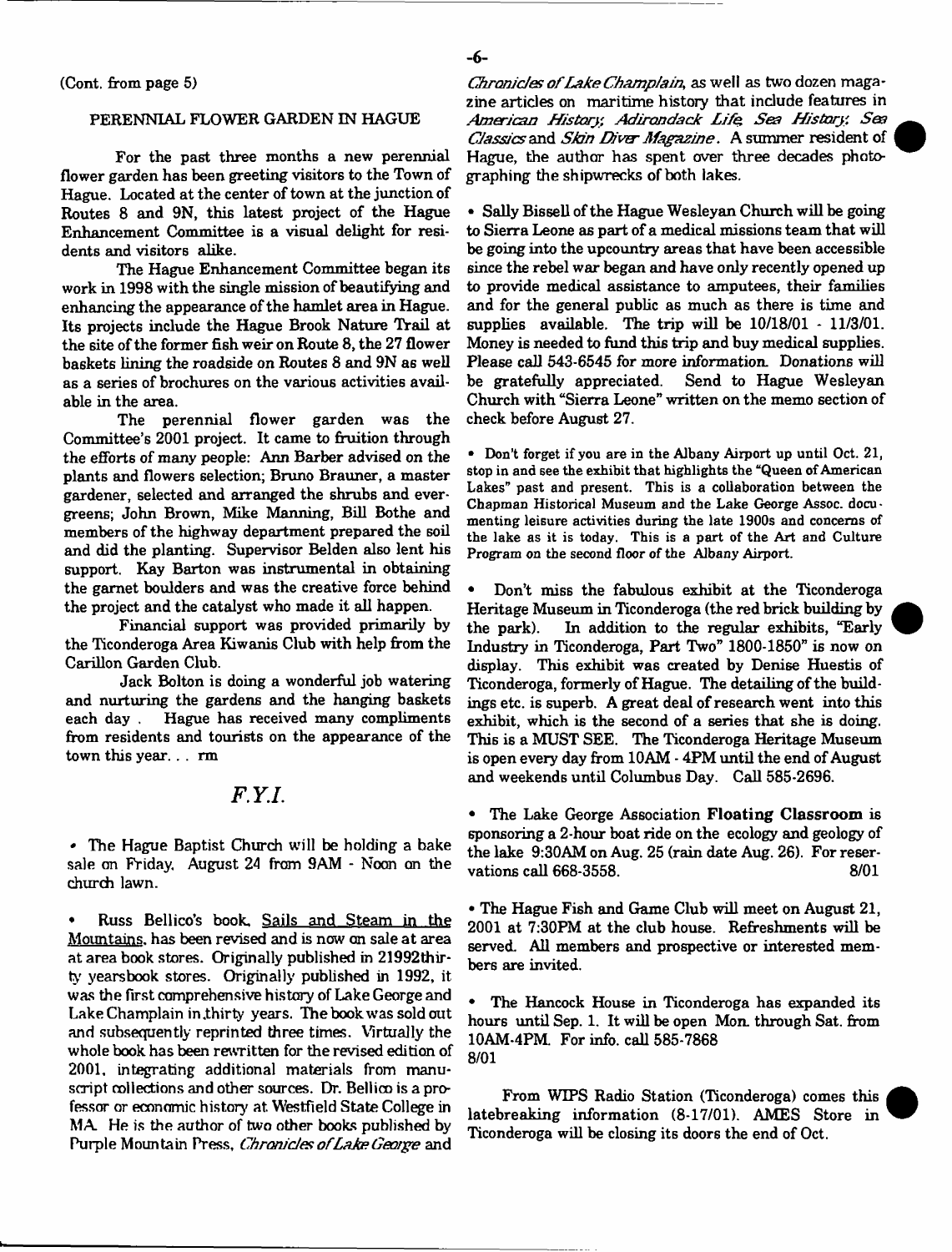(Cont. from page 5)

## PERENNIAL FLOWER GARDEN IN HAGUE

For the past three months a new perennial flower garden has been greeting visitors to the Town of Hague. Located at the center of town at the junction of Routes 8 and 9N, this latest project of the Hague Enhancement Committee is a visual delight for residents and visitors alike.

The Hague Enhancement Committee began its work in 1998 with the single mission of beautifying and enhancing the appearance of the hamlet area in Hague. Its projects include the Hague Brook Nature Trail at the site of the former fish weir on Route 8, the 27 flower baskets lining the roadside on Routes 8 and 9N as well as a series of brochures on the various activities available in the area.

The perennial flower garden was the Committee's 2001 project. It came to fruition through the efforts of many people: Ann Barber advised on the plants and flowers selection; Bruno Brauner, a master gardener, selected and arranged the shrubs and evergreens; John Brown, Mike Manning, Bill Bothe and members of the highway department prepared the soil and did the planting. Supervisor Belden also lent his support. Kay Barton was instrumental in obtaining the garnet boulders and was the creative force behind the project and the catalyst who made it all happen.

Financial support was provided primarily by the Ticonderoga Area Kiwanis Club with help from the Carillon Garden Club.

Jack Bolton is doing a wonderful job watering and nurturing the gardens and the hanging baskets each day . Hague has received many compliments from residents and tourists on the appearance of the town this year. . . rm

## *F.Y.I.*

- The Hague Baptist Church will be holding a bake sale on Friday, August 24 from 9AM - Noon on the church lawn.

- Russ Bellico's book, Sails and Steam in the Mountains, has been revised and is now on sale at area at area book stores. Originally published in 21992thirty yearsbook stores. Originally published in 1992, it was the first comprehensive history of Lake George and Lake Champlain in thirty years. The book was sold out and subsequently reprinted three times. Virtually the whole book has been rewritten for the revised edition of 2001, integrating additional materials from manuscript collections and other sources. Dr. Bellico is a professor or economic history at Westfield State College in MA. He is the author of two other books published by Purple Mountain Press, *Chronicles of Lake George* and *Chronicles of Lake Champlain*, as well as two dozen magazine articles on maritime history that include features in *American History, Adirondack Life, Sea History, Sea Classics* and *Skin Diver Magazine*. A summer resident of Hague, the author has spent over three decades photographing the shipwrecks of both lakes.

- Sally Bissell of the Hague Wesleyan Church will be going to Sierra Leone as part of a medical missions team that will be going into the upcountry areas that have been accessible since the rebel war began and have only recently opened up to provide medical assistance to amputees, their families and for the general public as much as there is time and supplies available. The trip will be 10/18/01 - 11/3/01. Money is needed to fund this trip and buy medical supplies. Please call 543-6545 for more information. Donations will be gratefully appreciated. Send to Hague Wesleyan Church with "Sierra Leone" written on the memo section of check before August 27.

- Don't forget if you are in the Albany Airport up until Oct. 21, stop in and see the exhibit that highlights the "Queen of American Lakes" past and present. This is a collaboration between the Chapman Historical Museum and the Lake George Assoc. documenting leisure activities during the late 1900s and concerns of the lake as it is today. This is a part of the Art and Culture Program on the second floor of the Albany Airport.

- Don't miss the fabulous exhibit at the Ticonderoga Heritage Museum in Ticonderoga (the red brick building by the park). In addition to the regular exhibits, "Early Industry in Ticonderoga, Part Two" 1800-1850" is now on display. This exhibit was created by Denise Huestis of Ticonderoga, formerly of Hague. The detailing of the buildings etc. is superb. A great deal of research went into this exhibit, which is the second of a series that she is doing. This is a MUST SEE. The Ticonderoga Heritage Museum is open every day from 10AM - 4PM until the end of August and weekends until Columbus Day. Call 585-2696.

- The Lake George Association **Floating Classroom** is sponsoring a 2-hour boat ride on the ecology and geology of the lake 9:30AM on Aug. 25 (rain date Aug. 26). For reservations call 668-3558. 8/01

- The Hague Fish and Game Club will meet on August 21, 2001 at 7:30PM at the club house. Refreshments will be served. All members and prospective or interested members are invited.

- The Hancock House in Ticonderoga has expanded its hours until Sep. 1. It will be open Mon. through Sat. from 10AM-4PM. For info. call 585-7868 8/01

From WIPS Radio Station (Ticonderoga) comes this latebreaking information (8-17/01). AMES Store in Ticonderoga will be closing its doors the end of Oct.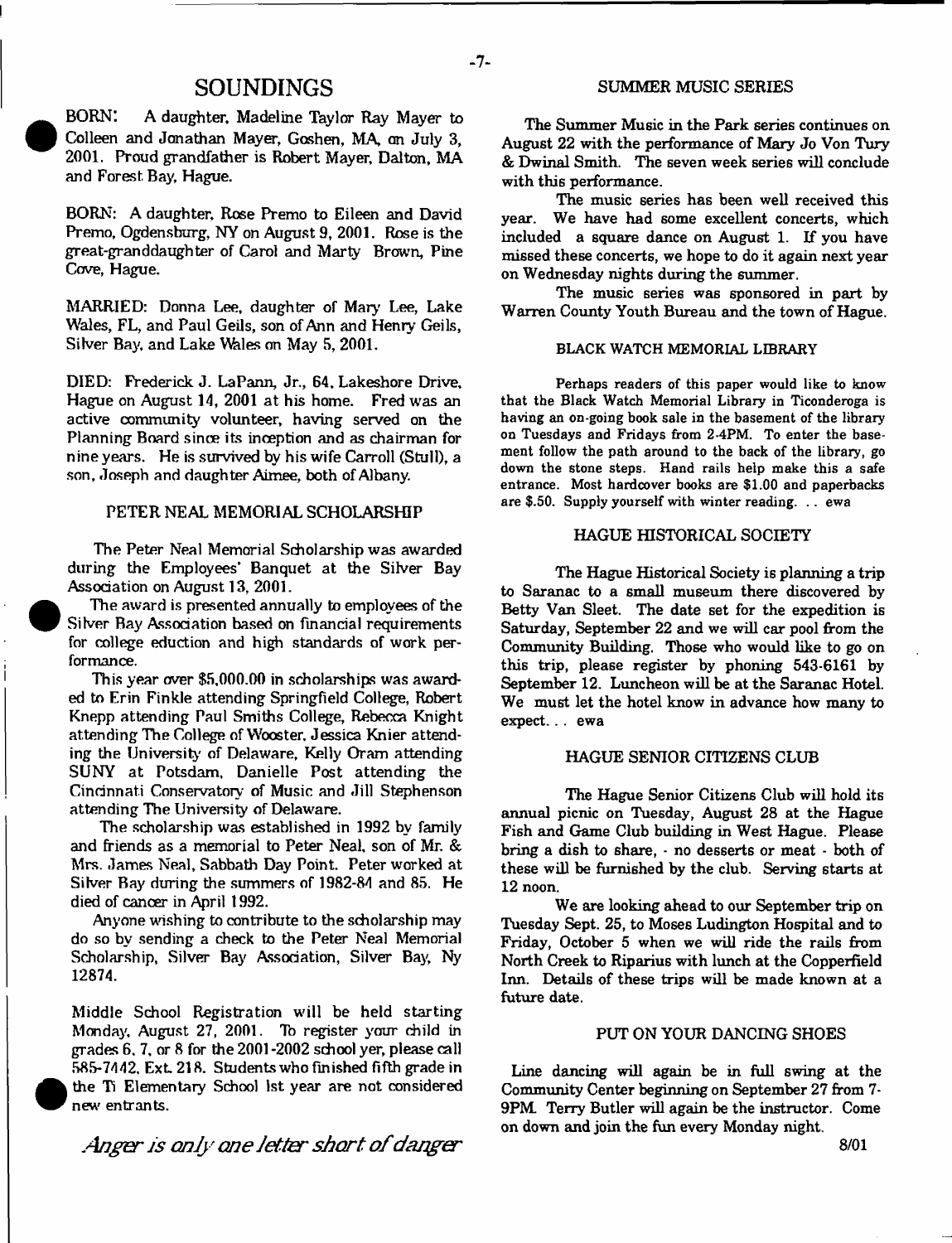## SOUNDINGS

BORN: A daughter, Madeline Taylor Ray Mayer to Colleen and Jonathan Mayer, Goshen, MA, on July 3, 2001. Proud grandfather is Robert Mayer, Dalton, MA and Forest Bay, Hague.

BORN: A daughter, Rose Premo to Eileen and David Premo, Ogdensburg, NY on August 9, 2001. Rose is the great-granddaughter of Carol and Marty Brown, Pine Cove, Hague.

MARRIED: Donna Lee, daughter of Mary Lee, Lake Wales, FL, and Paul Geils, son of Ann and Henry Geils, Silver Bay, and Lake Wales on May 5, 2001.

DIED: Frederick J. LaPann, Jr., 64, Lakeshore Drive, Hague on August 14, 2001 at his home. Fred was an active community volunteer, having served on the Planning Board since its inception and as chairman for nine years. He is survived by his wife Carroll (Stull), a son, Joseph and daughter Aimee, both of Albany.

### PETER NEAL MEMORIAL SCHOLARSHIP

The Peter Neal Memorial Scholarship was awarded during the Employees' Banquet at the Silver Bay Association on August 13, 2001.

The award is presented annually to employees of the Silver Bay Association based on financial requirements for college eduction and high standards of work performance.

This year over $5,000.00 in scholarships was awarded to Erin Finkle attending Springfield College, Robert Knepp attending Paul Smiths College, Rebecca Knight attending The College of Wooster, Jessica Knier attending the University of Delaware, Kelly Oram attending SUNY at Potsdam, Danielle Post attending the Cincinnati Conservatory of Music and Jill Stephenson attending The University of Delaware.

The scholarship was established in 1992 by family and friends as a memorial to Peter Neal, son of Mr. & Mrs. James Neal, Sabbath Day Point. Peter worked at Silver Bay during the summers of 1982-84 and 85. He died of cancer in April 1992.

Anyone wishing to contribute to the scholarship may do so by sending a check to the Peter Neal Memorial Scholarship, Silver Bay Association, Silver Bay, Ny 12874.

Middle School Registration will be held starting Monday, August 27, 2001. To register your child in grades 6, 7, or 8 for the 2001-2002 school yer, please call 585-7442, Ext. 218. Students who finished fifth grade in the Ti Elementary School 1st year are not considered new entrants.

*Anger is only one letter short of danger*

### SUMMER MUSIC SERIES

The Summer Music in the Park series continues on August 22 with the performance of Mary Jo Von Tury & Dwinal Smith. The seven week series will conclude with this performance.

The music series has been well received this year. We have had some excellent concerts, which included a square dance on August 1. If you have missed these concerts, we hope to do it again next year on Wednesday nights during the summer.

The music series was sponsored in part by Warren County Youth Bureau and the town of Hague.

### BLACK WATCH MEMORIAL LIBRARY

Perhaps readers of this paper would like to know that the Black Watch Memorial Library in Ticonderoga is having an on-going book sale in the basement of the library on Tuesdays and Fridays from 2-4PM. To enter the basement follow the path around to the back of the library, go down the stone steps. Hand rails help make this a safe entrance. Most hardcover books are $1.00 and paperbacks are $.50. Supply yourself with winter reading. . . ewa

### HAGUE HISTORICAL SOCIETY

The Hague Historical Society is planning a trip to Saranac to a small museum there discovered by Betty Van Sleet. The date set for the expedition is Saturday, September 22 and we will car pool from the Community Building. Those who would like to go on this trip, please register by phoning 543-6161 by September 12. Luncheon will be at the Saranac Hotel. We must let the hotel know in advance how many to expect. . . ewa

### HAGUE SENIOR CITIZENS CLUB

The Hague Senior Citizens Club will hold its annual picnic on Tuesday, August 28 at the Hague Fish and Game Club building in West Hague. Please bring a dish to share, - no desserts or meat - both of these will be furnished by the club. Serving starts at 12 noon.

We are looking ahead to our September trip on Tuesday Sept. 25, to Moses Ludington Hospital and to Friday, October 5 when we will ride the rails from North Creek to Riparius with lunch at the Copperfield Inn. Details of these trips will be made known at a future date.

### PUT ON YOUR DANCING SHOES

Line dancing will again be in full swing at the Community Center beginning on September 27 from 7-9PM. Terry Butler will again be the instructor. Come on down and join the fun every Monday night.

8/01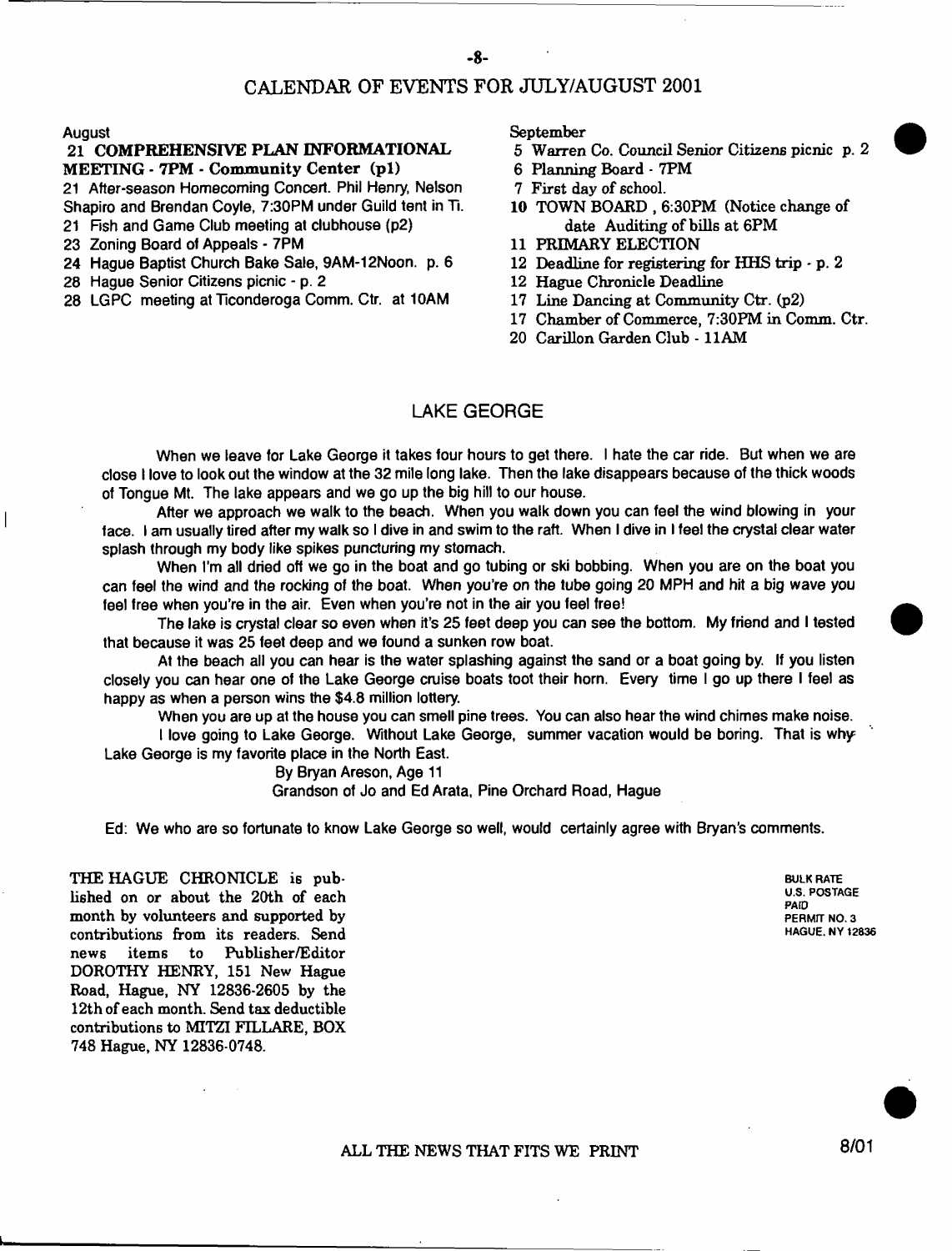## CALENDAR OF EVENTS FOR JULY/AUGUST 2001

August

**21 COMPREHENSIVE PLAN INFORMATIONAL MEETING - 7PM - Community Center (p1)**

21 After-season Homecoming Concert. Phil Henry, Nelson Shapiro and Brendan Coyle, 7:30PM under Guild tent in Ti.

21 Fish and Game Club meeting at clubhouse (p2)

23 Zoning Board of Appeals - 7PM

24 Hague Baptist Church Bake Sale, 9AM-12Noon. p. 6

28 Hague Senior Citizens picnic - p. 2

28 LGPC meeting at Ticonderoga Comm. Ctr. at 10AM

September

5 Warren Co. Council Senior Citizens picnic p. 2

6 Planning Board - 7PM

7 First day of school.

**10 TOWN BOARD**, 6:30PM (Notice change of date Auditing of bills at 6PM

11 PRIMARY ELECTION

12 Deadline for registering for HHS trip - p. 2

12 Hague Chronicle Deadline

17 Line Dancing at Community Ctr. (p2)

17 Chamber of Commerce, 7:30PM in Comm. Ctr.

20 Carillon Garden Club - 11AM

## LAKE GEORGE

When we leave for Lake George it takes four hours to get there. I hate the car ride. But when we are close I love to look out the window at the 32 mile long lake. Then the lake disappears because of the thick woods of Tongue Mt. The lake appears and we go up the big hill to our house.

After we approach we walk to the beach. When you walk down you can feel the wind blowing in your face. I am usually tired after my walk so I dive in and swim to the raft. When I dive in I feel the crystal clear water splash through my body like spikes puncturing my stomach.

When I'm all dried off we go in the boat and go tubing or ski bobbing. When you are on the boat you can feel the wind and the rocking of the boat. When you're on the tube going 20 MPH and hit a big wave you feel free when you're in the air. Even when you're not in the air you feel free!

The lake is crystal clear so even when it's 25 feet deep you can see the bottom. My friend and I tested that because it was 25 feet deep and we found a sunken row boat.

At the beach all you can hear is the water splashing against the sand or a boat going by. If you listen closely you can hear one of the Lake George cruise boats toot their horn. Every time I go up there I feel as happy as when a person wins the $4.8 million lottery.

When you are up at the house you can smell pine trees. You can also hear the wind chimes make noise.

I love going to Lake George. Without Lake George, summer vacation would be boring. That is why Lake George is my favorite place in the North East.

By Bryan Areson, Age 11

Grandson of Jo and Ed Arata, Pine Orchard Road, Hague

Ed: We who are so fortunate to know Lake George so well, would certainly agree with Bryan's comments.

THE HAGUE CHRONICLE is published on or about the 20th of each month by volunteers and supported by contributions from its readers. Send news items to Publisher/Editor DOROTHY HENRY, 151 New Hague Road, Hague, NY 12836-2605 by the 12th of each month. Send tax deductible contributions to MITZI FILLARE, BOX 748 Hague, NY 12836-0748.

BULK RATE
U.S. POSTAGE
PAID
PERMIT NO. 3
HAGUE, NY 12836

ALL THE NEWS THAT FITS WE PRINT

8/01